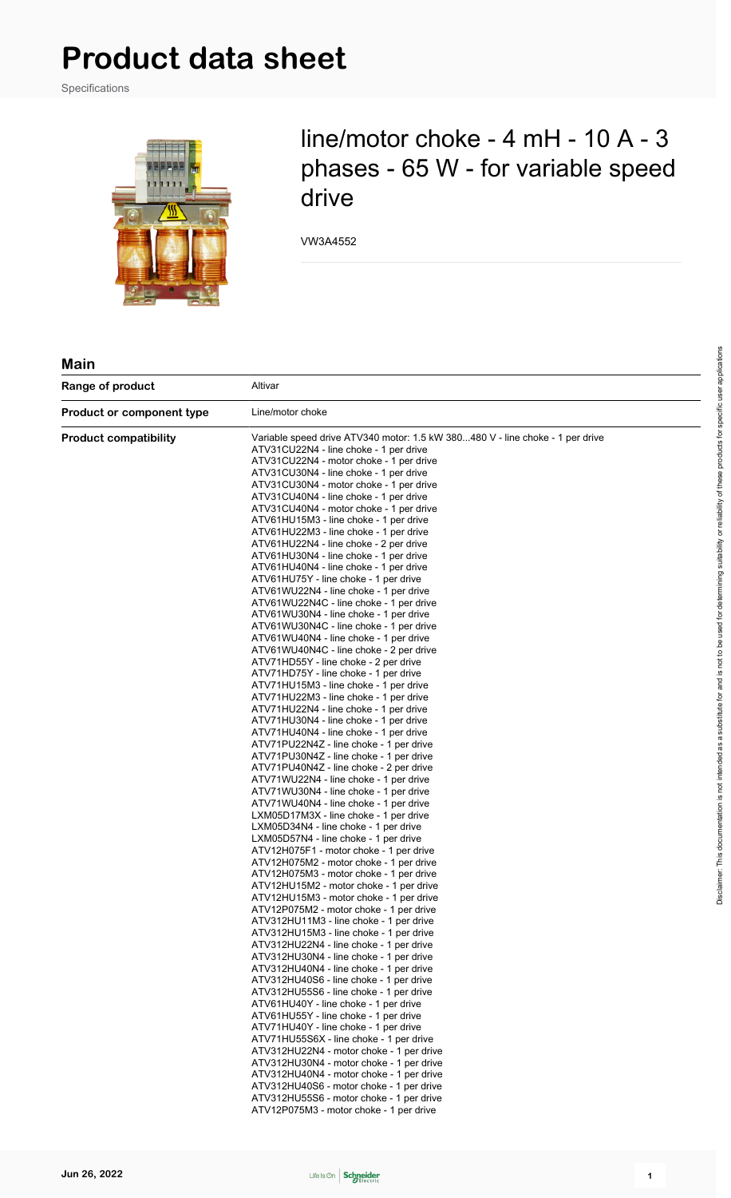# Product data sheet

Specifications

## line/motor choke - 4 mH - 10 A - 3 phases - 65 W - for variable speed drive

VW3A4552

### Main

| | |
|---|---|
| **Range of product** | Altivar |
| **Product or component type** | Line/motor choke |
| **Product compatibility** | Variable speed drive ATV340 motor: 1.5 kW 380...480 V - line choke - 1 per drive<br>ATV31CU22N4 - line choke - 1 per drive<br>ATV31CU22N4 - motor choke - 1 per drive<br>ATV31CU30N4 - line choke - 1 per drive<br>ATV31CU30N4 - motor choke - 1 per drive<br>ATV31CU40N4 - line choke - 1 per drive<br>ATV31CU40N4 - motor choke - 1 per drive<br>ATV61HU15M3 - line choke - 1 per drive<br>ATV61HU22M3 - line choke - 1 per drive<br>ATV61HU22N4 - line choke - 2 per drive<br>ATV61HU30N4 - line choke - 1 per drive<br>ATV61HU40N4 - line choke - 1 per drive<br>ATV61HU75Y - line choke - 1 per drive<br>ATV61WU22N4 - line choke - 1 per drive<br>ATV61WU22N4C - line choke - 1 per drive<br>ATV61WU30N4 - line choke - 1 per drive<br>ATV61WU30N4C - line choke - 1 per drive<br>ATV61WU40N4 - line choke - 1 per drive<br>ATV61WU40N4C - line choke - 2 per drive<br>ATV71HD55Y - line choke - 2 per drive<br>ATV71HD75Y - line choke - 1 per drive<br>ATV71HU15M3 - line choke - 1 per drive<br>ATV71HU22M3 - line choke - 1 per drive<br>ATV71HU22N4 - line choke - 1 per drive<br>ATV71HU30N4 - line choke - 1 per drive<br>ATV71HU40N4 - line choke - 1 per drive<br>ATV71PU22N4Z - line choke - 1 per drive<br>ATV71PU30N4Z - line choke - 1 per drive<br>ATV71PU40N4Z - line choke - 2 per drive<br>ATV71WU22N4 - line choke - 1 per drive<br>ATV71WU30N4 - line choke - 1 per drive<br>ATV71WU40N4 - line choke - 1 per drive<br>LXM05D17M3X - line choke - 1 per drive<br>LXM05D34N4 - line choke - 1 per drive<br>LXM05D57N4 - line choke - 1 per drive<br>ATV12H075F1 - motor choke - 1 per drive<br>ATV12H075M2 - motor choke - 1 per drive<br>ATV12H075M3 - motor choke - 1 per drive<br>ATV12HU15M2 - motor choke - 1 per drive<br>ATV12HU15M3 - motor choke - 1 per drive<br>ATV12P075M2 - motor choke - 1 per drive<br>ATV312HU11M3 - line choke - 1 per drive<br>ATV312HU15M3 - line choke - 1 per drive<br>ATV312HU22N4 - line choke - 1 per drive<br>ATV312HU30N4 - line choke - 1 per drive<br>ATV312HU40N4 - line choke - 1 per drive<br>ATV312HU40S6 - line choke - 1 per drive<br>ATV312HU55S6 - line choke - 1 per drive<br>ATV61HU40Y - line choke - 1 per drive<br>ATV61HU55Y - line choke - 1 per drive<br>ATV71HU40Y - line choke - 1 per drive<br>ATV71HU55S6X - line choke - 1 per drive<br>ATV312HU22N4 - motor choke - 1 per drive<br>ATV312HU30N4 - motor choke - 1 per drive<br>ATV312HU40N4 - motor choke - 1 per drive<br>ATV312HU40S6 - motor choke - 1 per drive<br>ATV312HU55S6 - motor choke - 1 per drive<br>ATV12P075M3 - motor choke - 1 per drive |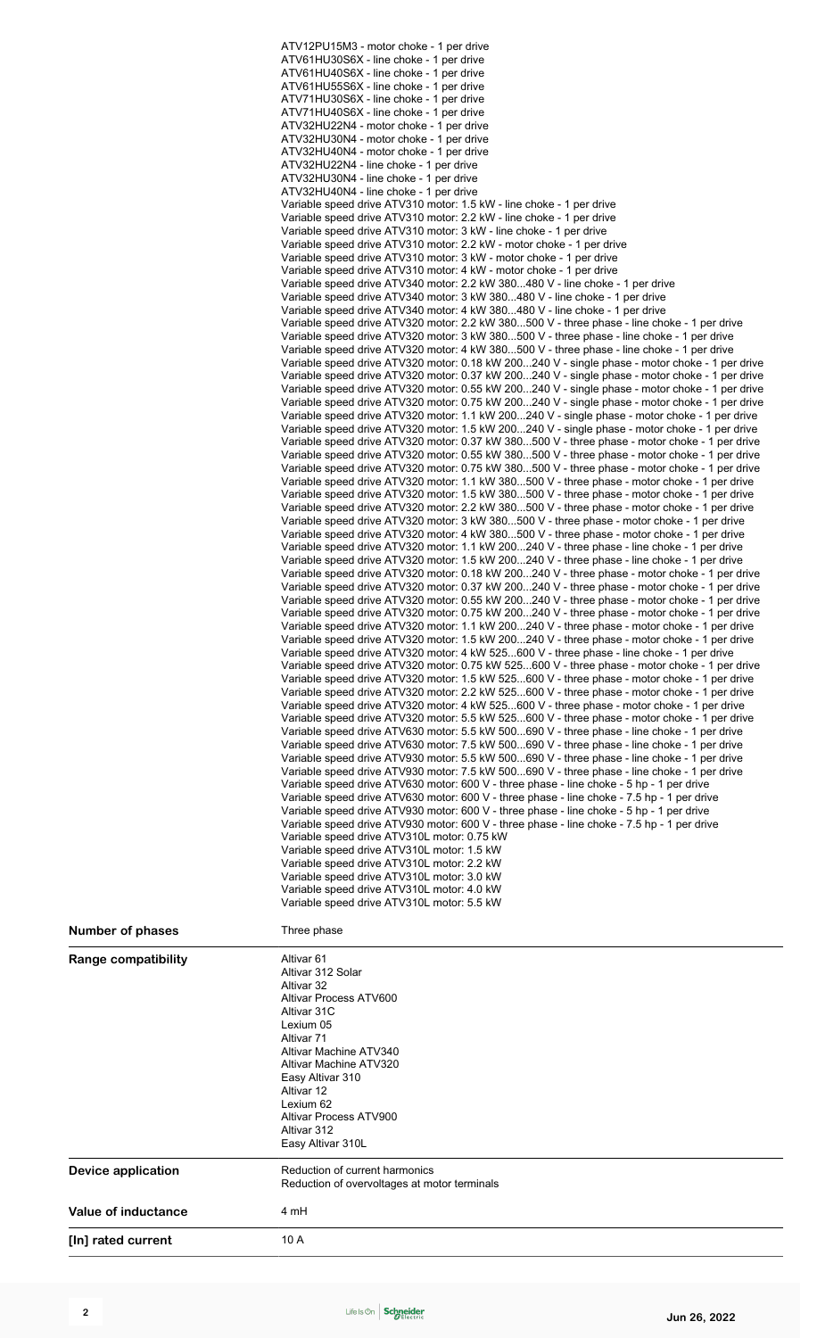| | |
|---|---|
| | ATV12PU15M3 - motor choke - 1 per drive<br>ATV61HU30S6X - line choke - 1 per drive<br>ATV61HU40S6X - line choke - 1 per drive<br>ATV61HU55S6X - line choke - 1 per drive<br>ATV71HU30S6X - line choke - 1 per drive<br>ATV71HU40S6X - line choke - 1 per drive<br>ATV32HU22N4 - motor choke - 1 per drive<br>ATV32HU30N4 - motor choke - 1 per drive<br>ATV32HU40N4 - motor choke - 1 per drive<br>ATV32HU22N4 - line choke - 1 per drive<br>ATV32HU30N4 - line choke - 1 per drive<br>ATV32HU40N4 - line choke - 1 per drive<br>Variable speed drive ATV310 motor: 1.5 kW - line choke - 1 per drive<br>Variable speed drive ATV310 motor: 2.2 kW - line choke - 1 per drive<br>Variable speed drive ATV310 motor: 3 kW - line choke - 1 per drive<br>Variable speed drive ATV310 motor: 2.2 kW - motor choke - 1 per drive<br>Variable speed drive ATV310 motor: 3 kW - motor choke - 1 per drive<br>Variable speed drive ATV310 motor: 4 kW - motor choke - 1 per drive<br>Variable speed drive ATV340 motor: 2.2 kW 380...480 V - line choke - 1 per drive<br>Variable speed drive ATV340 motor: 3 kW 380...480 V - line choke - 1 per drive<br>Variable speed drive ATV340 motor: 4 kW 380...480 V - line choke - 1 per drive<br>Variable speed drive ATV320 motor: 2.2 kW 380...500 V - three phase - line choke - 1 per drive<br>Variable speed drive ATV320 motor: 3 kW 380...500 V - three phase - line choke - 1 per drive<br>Variable speed drive ATV320 motor: 4 kW 380...500 V - three phase - line choke - 1 per drive<br>Variable speed drive ATV320 motor: 0.18 kW 200...240 V - single phase - motor choke - 1 per drive<br>Variable speed drive ATV320 motor: 0.37 kW 200...240 V - single phase - motor choke - 1 per drive<br>Variable speed drive ATV320 motor: 0.55 kW 200...240 V - single phase - motor choke - 1 per drive<br>Variable speed drive ATV320 motor: 0.75 kW 200...240 V - single phase - motor choke - 1 per drive<br>Variable speed drive ATV320 motor: 1.1 kW 200...240 V - single phase - motor choke - 1 per drive<br>Variable speed drive ATV320 motor: 1.5 kW 200...240 V - single phase - motor choke - 1 per drive<br>Variable speed drive ATV320 motor: 0.37 kW 380...500 V - three phase - motor choke - 1 per drive<br>Variable speed drive ATV320 motor: 0.55 kW 380...500 V - three phase - motor choke - 1 per drive<br>Variable speed drive ATV320 motor: 0.75 kW 380...500 V - three phase - motor choke - 1 per drive<br>Variable speed drive ATV320 motor: 1.1 kW 380...500 V - three phase - motor choke - 1 per drive<br>Variable speed drive ATV320 motor: 1.5 kW 380...500 V - three phase - motor choke - 1 per drive<br>Variable speed drive ATV320 motor: 2.2 kW 380...500 V - three phase - motor choke - 1 per drive<br>Variable speed drive ATV320 motor: 3 kW 380...500 V - three phase - motor choke - 1 per drive<br>Variable speed drive ATV320 motor: 4 kW 380...500 V - three phase - motor choke - 1 per drive<br>Variable speed drive ATV320 motor: 1.1 kW 200...240 V - three phase - line choke - 1 per drive<br>Variable speed drive ATV320 motor: 1.5 kW 200...240 V - three phase - line choke - 1 per drive<br>Variable speed drive ATV320 motor: 0.18 kW 200...240 V - three phase - motor choke - 1 per drive<br>Variable speed drive ATV320 motor: 0.37 kW 200...240 V - three phase - motor choke - 1 per drive<br>Variable speed drive ATV320 motor: 0.55 kW 200...240 V - three phase - motor choke - 1 per drive<br>Variable speed drive ATV320 motor: 0.75 kW 200...240 V - three phase - motor choke - 1 per drive<br>Variable speed drive ATV320 motor: 1.1 kW 200...240 V - three phase - motor choke - 1 per drive<br>Variable speed drive ATV320 motor: 1.5 kW 200...240 V - three phase - motor choke - 1 per drive<br>Variable speed drive ATV320 motor: 4 kW 525...600 V - three phase - line choke - 1 per drive<br>Variable speed drive ATV320 motor: 0.75 kW 525...600 V - three phase - motor choke - 1 per drive<br>Variable speed drive ATV320 motor: 1.5 kW 525...600 V - three phase - motor choke - 1 per drive<br>Variable speed drive ATV320 motor: 2.2 kW 525...600 V - three phase - motor choke - 1 per drive<br>Variable speed drive ATV320 motor: 4 kW 525...600 V - three phase - motor choke - 1 per drive<br>Variable speed drive ATV320 motor: 5.5 kW 525...600 V - three phase - motor choke - 1 per drive<br>Variable speed drive ATV630 motor: 5.5 kW 500...690 V - three phase - line choke - 1 per drive<br>Variable speed drive ATV630 motor: 7.5 kW 500...690 V - three phase - line choke - 1 per drive<br>Variable speed drive ATV930 motor: 5.5 kW 500...690 V - three phase - line choke - 1 per drive<br>Variable speed drive ATV930 motor: 7.5 kW 500...690 V - three phase - line choke - 1 per drive<br>Variable speed drive ATV630 motor: 600 V - three phase - line choke - 5 hp - 1 per drive<br>Variable speed drive ATV630 motor: 600 V - three phase - line choke - 7.5 hp - 1 per drive<br>Variable speed drive ATV930 motor: 600 V - three phase - line choke - 5 hp - 1 per drive<br>Variable speed drive ATV930 motor: 600 V - three phase - line choke - 7.5 hp - 1 per drive<br>Variable speed drive ATV310L motor: 0.75 kW<br>Variable speed drive ATV310L motor: 1.5 kW<br>Variable speed drive ATV310L motor: 2.2 kW<br>Variable speed drive ATV310L motor: 3.0 kW<br>Variable speed drive ATV310L motor: 4.0 kW<br>Variable speed drive ATV310L motor: 5.5 kW |
| **Number of phases** | Three phase |
| **Range compatibility** | Altivar 61<br>Altivar 312 Solar<br>Altivar 32<br>Altivar Process ATV600<br>Altivar 31C<br>Lexium 05<br>Altivar 71<br>Altivar Machine ATV340<br>Altivar Machine ATV320<br>Easy Altivar 310<br>Altivar 12<br>Lexium 62<br>Altivar Process ATV900<br>Altivar 312<br>Easy Altivar 310L |
| **Device application** | Reduction of current harmonics<br>Reduction of overvoltages at motor terminals |
| **Value of inductance** | 4 mH |
| **[In] rated current** | 10 A |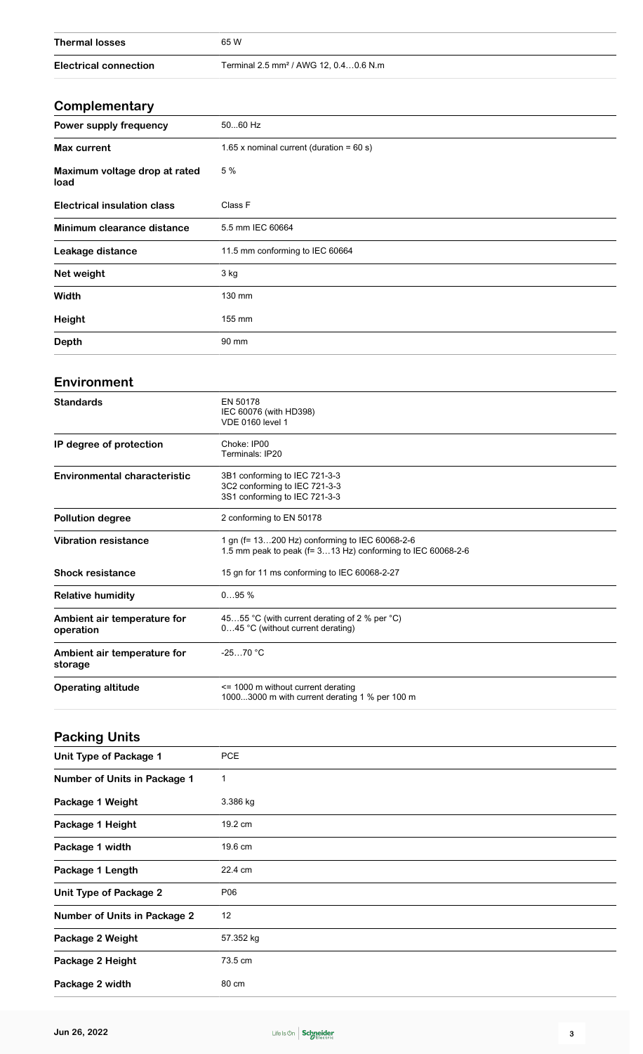| | |
|---|---|
| **Thermal losses** | 65 W |
| **Electrical connection** | Terminal 2.5 mm² / AWG 12, 0.4…0.6 N.m |

## Complementary

| | |
|---|---|
| **Power supply frequency** | 50...60 Hz |
| **Max current** | 1.65 x nominal current (duration = 60 s) |
| **Maximum voltage drop at rated load** | 5 % |
| **Electrical insulation class** | Class F |
| **Minimum clearance distance** | 5.5 mm IEC 60664 |
| **Leakage distance** | 11.5 mm conforming to IEC 60664 |
| **Net weight** | 3 kg |
| **Width** | 130 mm |
| **Height** | 155 mm |
| **Depth** | 90 mm |

## Environment

| | |
|---|---|
| **Standards** | EN 50178<br>IEC 60076 (with HD398)<br>VDE 0160 level 1 |
| **IP degree of protection** | Choke: IP00<br>Terminals: IP20 |
| **Environmental characteristic** | 3B1 conforming to IEC 721-3-3<br>3C2 conforming to IEC 721-3-3<br>3S1 conforming to IEC 721-3-3 |
| **Pollution degree** | 2 conforming to EN 50178 |
| **Vibration resistance** | 1 gn (f= 13…200 Hz) conforming to IEC 60068-2-6<br>1.5 mm peak to peak (f= 3…13 Hz) conforming to IEC 60068-2-6 |
| **Shock resistance** | 15 gn for 11 ms conforming to IEC 60068-2-27 |
| **Relative humidity** | 0…95 % |
| **Ambient air temperature for operation** | 45…55 °C (with current derating of 2 % per °C)<br>0…45 °C (without current derating) |
| **Ambient air temperature for storage** | -25…70 °C |
| **Operating altitude** | <= 1000 m without current derating<br>1000...3000 m with current derating 1 % per 100 m |

## Packing Units

| | |
|---|---|
| **Unit Type of Package 1** | PCE |
| **Number of Units in Package 1** | 1 |
| **Package 1 Weight** | 3.386 kg |
| **Package 1 Height** | 19.2 cm |
| **Package 1 width** | 19.6 cm |
| **Package 1 Length** | 22.4 cm |
| **Unit Type of Package 2** | P06 |
| **Number of Units in Package 2** | 12 |
| **Package 2 Weight** | 57.352 kg |
| **Package 2 Height** | 73.5 cm |
| **Package 2 width** | 80 cm |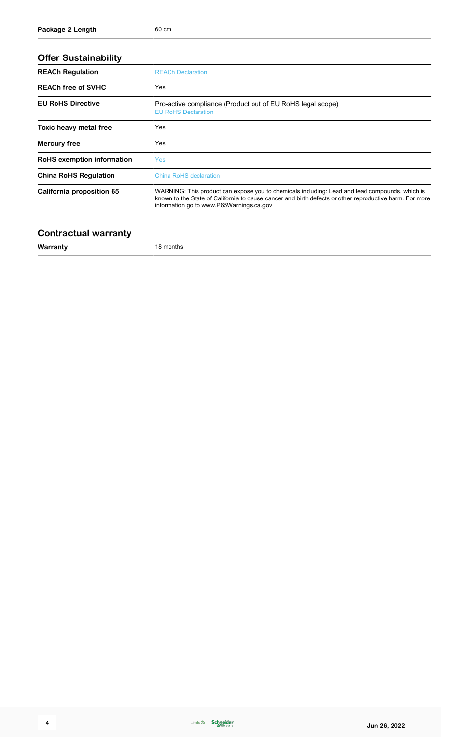| | |
|---|---|
| **Package 2 Length** | 60 cm |

## Offer Sustainability

| | |
|---|---|
| **REACh Regulation** | REACh Declaration |
| **REACh free of SVHC** | Yes |
| **EU RoHS Directive** | Pro-active compliance (Product out of EU RoHS legal scope)<br>EU RoHS Declaration |
| **Toxic heavy metal free** | Yes |
| **Mercury free** | Yes |
| **RoHS exemption information** | Yes |
| **China RoHS Regulation** | China RoHS declaration |
| **California proposition 65** | WARNING: This product can expose you to chemicals including: Lead and lead compounds, which is known to the State of California to cause cancer and birth defects or other reproductive harm. For more information go to www.P65Warnings.ca.gov |

## Contractual warranty

| | |
|---|---|
| **Warranty** | 18 months |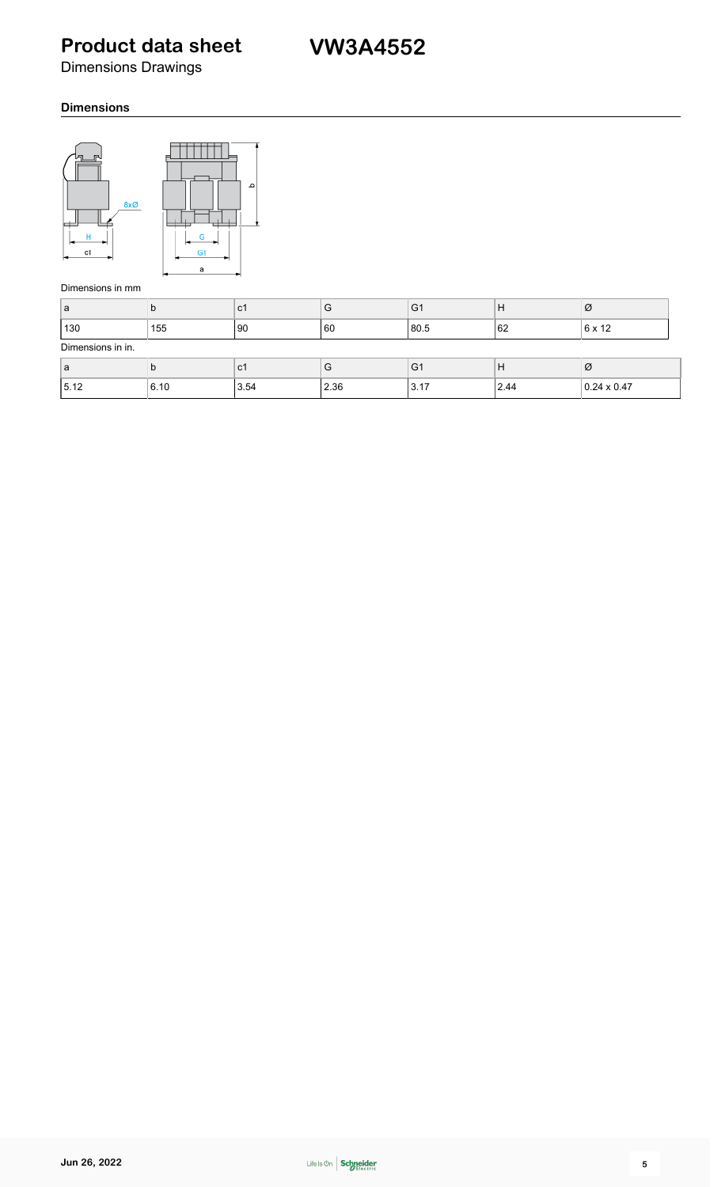# Product data sheet

**VW3A4552**

Dimensions Drawings

### Dimensions

Dimensions in mm

| a | b | c1 | G | G1 | H | Ø |
|---|---|---|---|---|---|---|
| 130 | 155 | 90 | 60 | 80.5 | 62 | 6 x 12 |

Dimensions in in.

| a | b | c1 | G | G1 | H | Ø |
|---|---|---|---|---|---|---|
| 5.12 | 6.10 | 3.54 | 2.36 | 3.17 | 2.44 | 0.24 x 0.47 |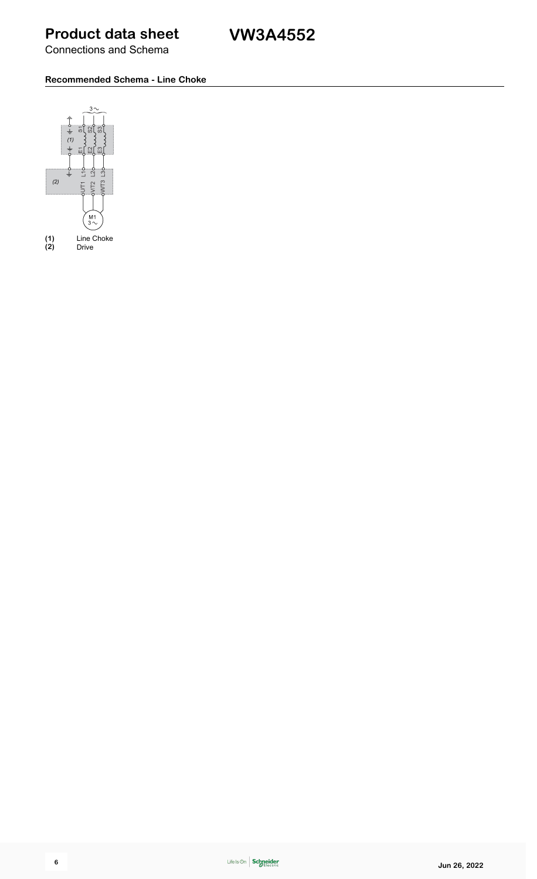# Product data sheet

# VW3A4552

Connections and Schema

### Recommended Schema - Line Choke

(1) Line Choke
(2) Drive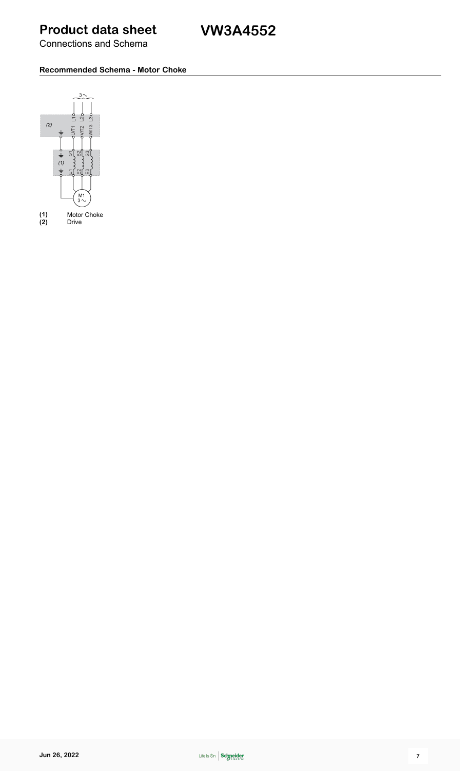# Product data sheet

Connections and Schema

# VW3A4552

### Recommended Schema - Motor Choke

3 ~

L1 L2 L3

(2)

U/T1 V/T2 W/T3

S1 S2 S3

(1)

E1 E2 E3

M1
3 ~

**(1)** Motor Choke
**(2)** Drive